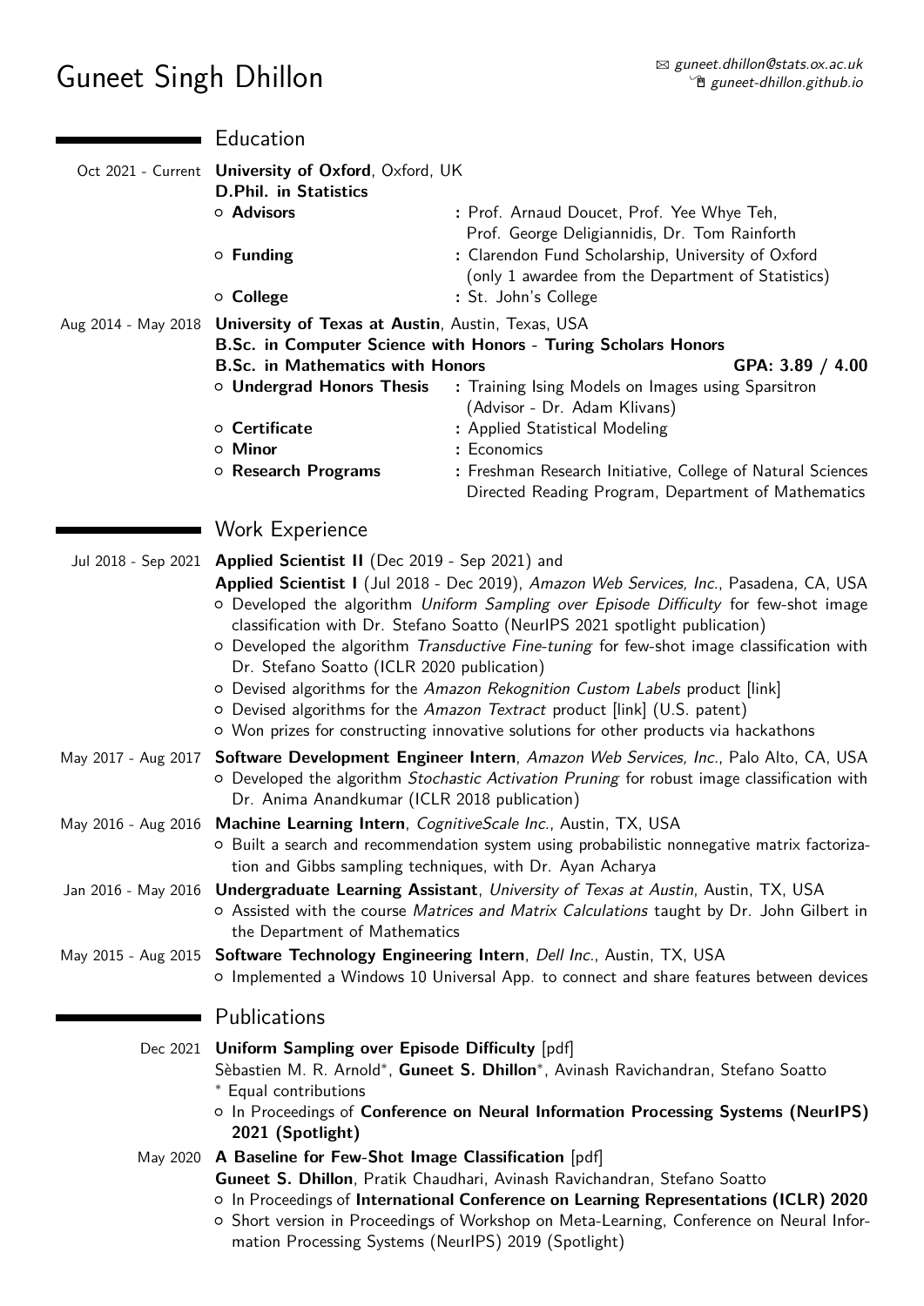# Guneet Singh Dhillon

✉ *guneet.dhillon@stats.ox.ac.uk*
🏠 *guneet-dhillon.github.io*

## Education

**Oct 2021 - Current** — **University of Oxford**, Oxford, UK
**D.Phil. in Statistics**
- **Advisors**: Prof. Arnaud Doucet, Prof. Yee Whye Teh, Prof. George Deligiannidis, Dr. Tom Rainforth
- **Funding**: Clarendon Fund Scholarship, University of Oxford (only 1 awardee from the Department of Statistics)
- **College**: St. John's College

**Aug 2014 - May 2018** — **University of Texas at Austin**, Austin, Texas, USA
**B.Sc. in Computer Science with Honors - Turing Scholars Honors**
**B.Sc. in Mathematics with Honors** — **GPA: 3.89 / 4.00**
- **Undergrad Honors Thesis**: Training Ising Models on Images using Sparsitron (Advisor - Dr. Adam Klivans)
- **Certificate**: Applied Statistical Modeling
- **Minor**: Economics
- **Research Programs**: Freshman Research Initiative, College of Natural Sciences; Directed Reading Program, Department of Mathematics

## Work Experience

**Jul 2018 - Sep 2021** — **Applied Scientist II** (Dec 2019 - Sep 2021) and **Applied Scientist I** (Jul 2018 - Dec 2019), *Amazon Web Services, Inc.*, Pasadena, CA, USA
- Developed the algorithm *Uniform Sampling over Episode Difficulty* for few-shot image classification with Dr. Stefano Soatto (NeurIPS 2021 spotlight publication)
- Developed the algorithm *Transductive Fine-tuning* for few-shot image classification with Dr. Stefano Soatto (ICLR 2020 publication)
- Devised algorithms for the *Amazon Rekognition Custom Labels* product [link]
- Devised algorithms for the *Amazon Textract* product [link] (U.S. patent)
- Won prizes for constructing innovative solutions for other products via hackathons

**May 2017 - Aug 2017** — **Software Development Engineer Intern**, *Amazon Web Services, Inc.*, Palo Alto, CA, USA
- Developed the algorithm *Stochastic Activation Pruning* for robust image classification with Dr. Anima Anandkumar (ICLR 2018 publication)

**May 2016 - Aug 2016** — **Machine Learning Intern**, *CognitiveScale Inc.*, Austin, TX, USA
- Built a search and recommendation system using probabilistic nonnegative matrix factorization and Gibbs sampling techniques, with Dr. Ayan Acharya

**Jan 2016 - May 2016** — **Undergraduate Learning Assistant**, *University of Texas at Austin*, Austin, TX, USA
- Assisted with the course *Matrices and Matrix Calculations* taught by Dr. John Gilbert in the Department of Mathematics

**May 2015 - Aug 2015** — **Software Technology Engineering Intern**, *Dell Inc.*, Austin, TX, USA
- Implemented a Windows 10 Universal App. to connect and share features between devices

## Publications

**Dec 2021** — **Uniform Sampling over Episode Difficulty** [pdf]
Sèbastien M. R. Arnold*, **Guneet S. Dhillon***, Avinash Ravichandran, Stefano Soatto
* Equal contributions
- In Proceedings of **Conference on Neural Information Processing Systems (NeurIPS) 2021 (Spotlight)**

**May 2020** — **A Baseline for Few-Shot Image Classification** [pdf]
**Guneet S. Dhillon**, Pratik Chaudhari, Avinash Ravichandran, Stefano Soatto
- In Proceedings of **International Conference on Learning Representations (ICLR) 2020**
- Short version in Proceedings of Workshop on Meta-Learning, Conference on Neural Information Processing Systems (NeurIPS) 2019 (Spotlight)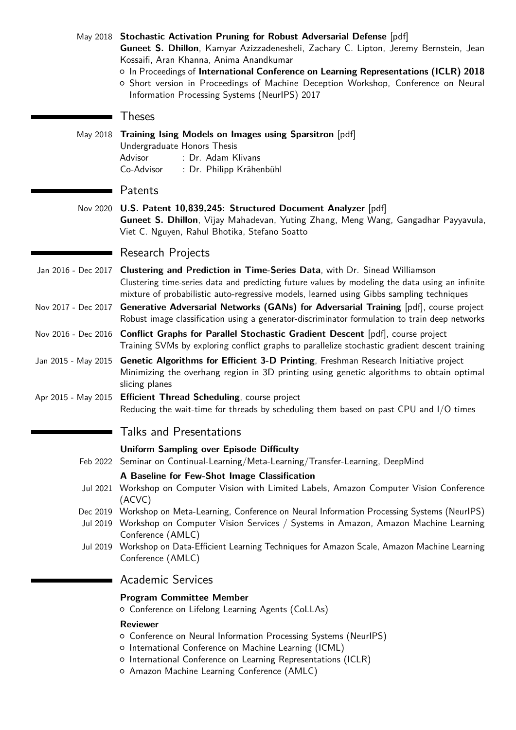May 2018 **Stochastic Activation Pruning for Robust Adversarial Defense** [pdf]
**Guneet S. Dhillon**, Kamyar Azizzadenesheli, Zachary C. Lipton, Jeremy Bernstein, Jean Kossaifi, Aran Khanna, Anima Anandkumar
- In Proceedings of **International Conference on Learning Representations (ICLR) 2018**
- Short version in Proceedings of Machine Deception Workshop, Conference on Neural Information Processing Systems (NeurIPS) 2017

## Theses

May 2018 **Training Ising Models on Images using Sparsitron** [pdf]
Undergraduate Honors Thesis
Advisor : Dr. Adam Klivans
Co-Advisor : Dr. Philipp Krähenbühl

## Patents

Nov 2020 **U.S. Patent 10,839,245: Structured Document Analyzer** [pdf]
**Guneet S. Dhillon**, Vijay Mahadevan, Yuting Zhang, Meng Wang, Gangadhar Payyavula, Viet C. Nguyen, Rahul Bhotika, Stefano Soatto

## Research Projects

Jan 2016 - Dec 2017 **Clustering and Prediction in Time-Series Data**, with Dr. Sinead Williamson
Clustering time-series data and predicting future values by modeling the data using an infinite mixture of probabilistic auto-regressive models, learned using Gibbs sampling techniques

Nov 2017 - Dec 2017 **Generative Adversarial Networks (GANs) for Adversarial Training** [pdf], course project
Robust image classification using a generator-discriminator formulation to train deep networks

Nov 2016 - Dec 2016 **Conflict Graphs for Parallel Stochastic Gradient Descent** [pdf], course project
Training SVMs by exploring conflict graphs to parallelize stochastic gradient descent training

Jan 2015 - May 2015 **Genetic Algorithms for Efficient 3-D Printing**, Freshman Research Initiative project
Minimizing the overhang region in 3D printing using genetic algorithms to obtain optimal slicing planes

Apr 2015 - May 2015 **Efficient Thread Scheduling**, course project
Reducing the wait-time for threads by scheduling them based on past CPU and I/O times

## Talks and Presentations

**Uniform Sampling over Episode Difficulty**

Feb 2022 Seminar on Continual-Learning/Meta-Learning/Transfer-Learning, DeepMind

**A Baseline for Few-Shot Image Classification**

Jul 2021 Workshop on Computer Vision with Limited Labels, Amazon Computer Vision Conference (ACVC)

Dec 2019 Workshop on Meta-Learning, Conference on Neural Information Processing Systems (NeurIPS)

Jul 2019 Workshop on Computer Vision Services / Systems in Amazon, Amazon Machine Learning Conference (AMLC)

Jul 2019 Workshop on Data-Efficient Learning Techniques for Amazon Scale, Amazon Machine Learning Conference (AMLC)

## Academic Services

**Program Committee Member**
- Conference on Lifelong Learning Agents (CoLLAs)

**Reviewer**
- Conference on Neural Information Processing Systems (NeurIPS)
- International Conference on Machine Learning (ICML)
- International Conference on Learning Representations (ICLR)
- Amazon Machine Learning Conference (AMLC)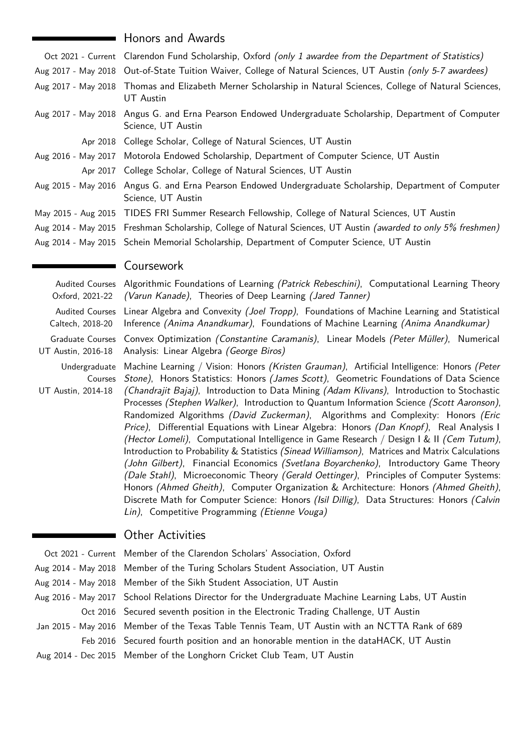## Honors and Awards

| | |
|---|---|
| Oct 2021 - Current | Clarendon Fund Scholarship, Oxford *(only 1 awardee from the Department of Statistics)* |
| Aug 2017 - May 2018 | Out-of-State Tuition Waiver, College of Natural Sciences, UT Austin *(only 5-7 awardees)* |
| Aug 2017 - May 2018 | Thomas and Elizabeth Merner Scholarship in Natural Sciences, College of Natural Sciences, UT Austin |
| Aug 2017 - May 2018 | Angus G. and Erna Pearson Endowed Undergraduate Scholarship, Department of Computer Science, UT Austin |
| Apr 2018 | College Scholar, College of Natural Sciences, UT Austin |
| Aug 2016 - May 2017 | Motorola Endowed Scholarship, Department of Computer Science, UT Austin |
| Apr 2017 | College Scholar, College of Natural Sciences, UT Austin |
| Aug 2015 - May 2016 | Angus G. and Erna Pearson Endowed Undergraduate Scholarship, Department of Computer Science, UT Austin |
| May 2015 - Aug 2015 | TIDES FRI Summer Research Fellowship, College of Natural Sciences, UT Austin |
| Aug 2014 - May 2015 | Freshman Scholarship, College of Natural Sciences, UT Austin *(awarded to only 5% freshmen)* |
| Aug 2014 - May 2015 | Schein Memorial Scholarship, Department of Computer Science, UT Austin |

## Coursework

| | |
|---|---|
| Audited Courses Oxford, 2021-22 | Algorithmic Foundations of Learning *(Patrick Rebeschini)*, Computational Learning Theory *(Varun Kanade)*, Theories of Deep Learning *(Jared Tanner)* |
| Audited Courses Caltech, 2018-20 | Linear Algebra and Convexity *(Joel Tropp)*, Foundations of Machine Learning and Statistical Inference *(Anima Anandkumar)*, Foundations of Machine Learning *(Anima Anandkumar)* |
| Graduate Courses UT Austin, 2016-18 | Convex Optimization *(Constantine Caramanis)*, Linear Models *(Peter Müller)*, Numerical Analysis: Linear Algebra *(George Biros)* |
| Undergraduate Courses UT Austin, 2014-18 | Machine Learning / Vision: Honors *(Kristen Grauman)*, Artificial Intelligence: Honors *(Peter Stone)*, Honors Statistics: Honors *(James Scott)*, Geometric Foundations of Data Science *(Chandrajit Bajaj)*, Introduction to Data Mining *(Adam Klivans)*, Introduction to Stochastic Processes *(Stephen Walker)*, Introduction to Quantum Information Science *(Scott Aaronson)*, Randomized Algorithms *(David Zuckerman)*, Algorithms and Complexity: Honors *(Eric Price)*, Differential Equations with Linear Algebra: Honors *(Dan Knopf)*, Real Analysis I *(Hector Lomeli)*, Computational Intelligence in Game Research / Design I & II *(Cem Tutum)*, Introduction to Probability & Statistics *(Sinead Williamson)*, Matrices and Matrix Calculations *(John Gilbert)*, Financial Economics *(Svetlana Boyarchenko)*, Introductory Game Theory *(Dale Stahl)*, Microeconomic Theory *(Gerald Oettinger)*, Principles of Computer Systems: Honors *(Ahmed Gheith)*, Computer Organization & Architecture: Honors *(Ahmed Gheith)*, Discrete Math for Computer Science: Honors *(Isil Dillig)*, Data Structures: Honors *(Calvin Lin)*, Competitive Programming *(Etienne Vouga)* |

## Other Activities

| | |
|---|---|
| Oct 2021 - Current | Member of the Clarendon Scholars' Association, Oxford |
| Aug 2014 - May 2018 | Member of the Turing Scholars Student Association, UT Austin |
| Aug 2014 - May 2018 | Member of the Sikh Student Association, UT Austin |
| Aug 2016 - May 2017 | School Relations Director for the Undergraduate Machine Learning Labs, UT Austin |
| Oct 2016 | Secured seventh position in the Electronic Trading Challenge, UT Austin |
| Jan 2015 - May 2016 | Member of the Texas Table Tennis Team, UT Austin with an NCTTA Rank of 689 |
| Feb 2016 | Secured fourth position and an honorable mention in the dataHACK, UT Austin |
| Aug 2014 - Dec 2015 | Member of the Longhorn Cricket Club Team, UT Austin |